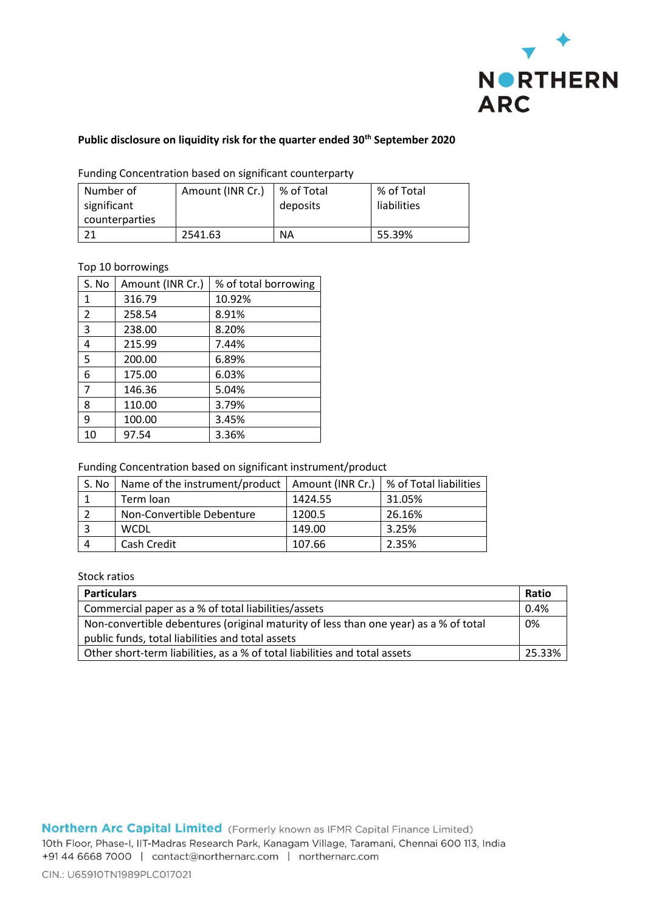**Public disclosure on liquidity risk for the quarter ended 30th September 2020**

Funding Concentration based on significant counterparty

| Number of significant counterparties | Amount (INR Cr.) | % of Total deposits | % of Total liabilities |
|---|---|---|---|
| 21 | 2541.63 | NA | 55.39% |

Top 10 borrowings

| S. No | Amount (INR Cr.) | % of total borrowing |
|---|---|---|
| 1 | 316.79 | 10.92% |
| 2 | 258.54 | 8.91% |
| 3 | 238.00 | 8.20% |
| 4 | 215.99 | 7.44% |
| 5 | 200.00 | 6.89% |
| 6 | 175.00 | 6.03% |
| 7 | 146.36 | 5.04% |
| 8 | 110.00 | 3.79% |
| 9 | 100.00 | 3.45% |
| 10 | 97.54 | 3.36% |

Funding Concentration based on significant instrument/product

| S. No | Name of the instrument/product | Amount (INR Cr.) | % of Total liabilities |
|---|---|---|---|
| 1 | Term loan | 1424.55 | 31.05% |
| 2 | Non-Convertible Debenture | 1200.5 | 26.16% |
| 3 | WCDL | 149.00 | 3.25% |
| 4 | Cash Credit | 107.66 | 2.35% |

Stock ratios

| **Particulars** | **Ratio** |
|---|---|
| Commercial paper as a % of total liabilities/assets | 0.4% |
| Non-convertible debentures (original maturity of less than one year) as a % of total public funds, total liabilities and total assets | 0% |
| Other short-term liabilities, as a % of total liabilities and total assets | 25.33% |

**Northern Arc Capital Limited** (Formerly known as IFMR Capital Finance Limited)
10th Floor, Phase-I, IIT-Madras Research Park, Kanagam Village, Taramani, Chennai 600 113, India
+91 44 6668 7000 | contact@northernarc.com | northernarc.com

CIN.: U65910TN1989PLC017021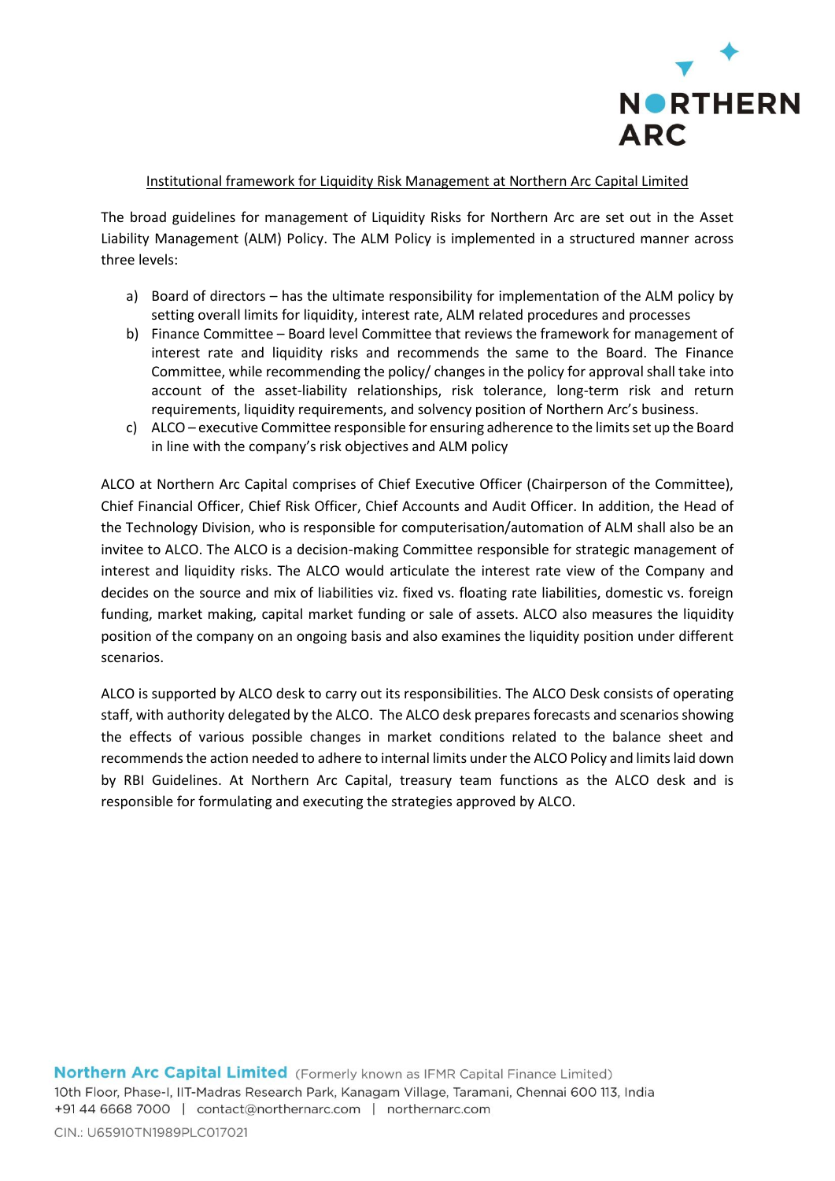Institutional framework for Liquidity Risk Management at Northern Arc Capital Limited

The broad guidelines for management of Liquidity Risks for Northern Arc are set out in the Asset Liability Management (ALM) Policy. The ALM Policy is implemented in a structured manner across three levels:

a) Board of directors – has the ultimate responsibility for implementation of the ALM policy by setting overall limits for liquidity, interest rate, ALM related procedures and processes
b) Finance Committee – Board level Committee that reviews the framework for management of interest rate and liquidity risks and recommends the same to the Board. The Finance Committee, while recommending the policy/ changes in the policy for approval shall take into account of the asset-liability relationships, risk tolerance, long-term risk and return requirements, liquidity requirements, and solvency position of Northern Arc's business.
c) ALCO – executive Committee responsible for ensuring adherence to the limits set up the Board in line with the company's risk objectives and ALM policy

ALCO at Northern Arc Capital comprises of Chief Executive Officer (Chairperson of the Committee), Chief Financial Officer, Chief Risk Officer, Chief Accounts and Audit Officer. In addition, the Head of the Technology Division, who is responsible for computerisation/automation of ALM shall also be an invitee to ALCO. The ALCO is a decision-making Committee responsible for strategic management of interest and liquidity risks. The ALCO would articulate the interest rate view of the Company and decides on the source and mix of liabilities viz. fixed vs. floating rate liabilities, domestic vs. foreign funding, market making, capital market funding or sale of assets. ALCO also measures the liquidity position of the company on an ongoing basis and also examines the liquidity position under different scenarios.

ALCO is supported by ALCO desk to carry out its responsibilities. The ALCO Desk consists of operating staff, with authority delegated by the ALCO. The ALCO desk prepares forecasts and scenarios showing the effects of various possible changes in market conditions related to the balance sheet and recommends the action needed to adhere to internal limits under the ALCO Policy and limits laid down by RBI Guidelines. At Northern Arc Capital, treasury team functions as the ALCO desk and is responsible for formulating and executing the strategies approved by ALCO.